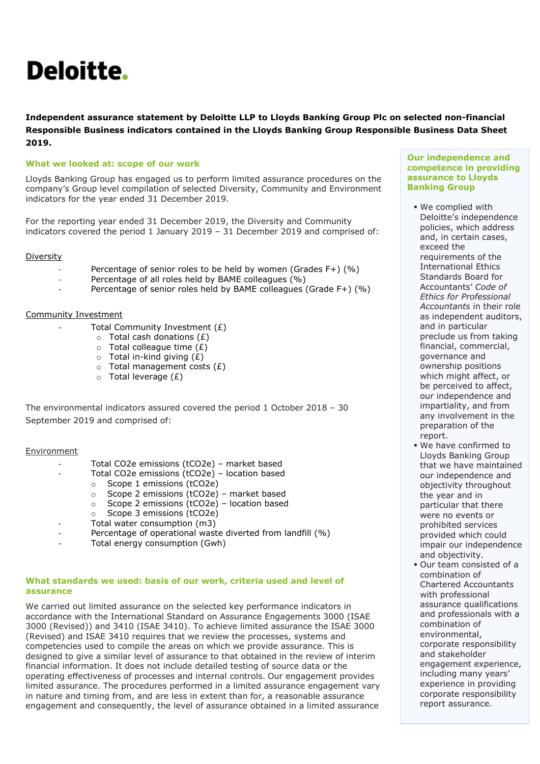# Deloitte.

**Independent assurance statement by Deloitte LLP to Lloyds Banking Group Plc on selected non-financial Responsible Business indicators contained in the Lloyds Banking Group Responsible Business Data Sheet 2019.**

## What we looked at: scope of our work

Lloyds Banking Group has engaged us to perform limited assurance procedures on the company's Group level compilation of selected Diversity, Community and Environment indicators for the year ended 31 December 2019.

For the reporting year ended 31 December 2019, the Diversity and Community indicators covered the period 1 January 2019 – 31 December 2019 and comprised of:

Diversity

- Percentage of senior roles to be held by women (Grades F+) (%)
- Percentage of all roles held by BAME colleagues (%)
- Percentage of senior roles held by BAME colleagues (Grade F+) (%)

Community Investment

- Total Community Investment (£)
  - Total cash donations (£)
  - Total colleague time (£)
  - Total in-kind giving (£)
  - Total management costs (£)
  - Total leverage (£)

The environmental indicators assured covered the period 1 October 2018 – 30 September 2019 and comprised of:

Environment

- Total $CO_2e$ emissions ($tCO_2e$) – market based
- Total $CO_2e$ emissions ($tCO_2e$) – location based
  - Scope 1 emissions ($tCO_2e$)
  - Scope 2 emissions ($tCO_2e$) – market based
  - Scope 2 emissions ($tCO_2e$) – location based
  - Scope 3 emissions ($tCO_2e$)
- Total water consumption (m3)
- Percentage of operational waste diverted from landfill (%)
- Total energy consumption (Gwh)

## What standards we used: basis of our work, criteria used and level of assurance

We carried out limited assurance on the selected key performance indicators in accordance with the International Standard on Assurance Engagements 3000 (ISAE 3000 (Revised)) and 3410 (ISAE 3410). To achieve limited assurance the ISAE 3000 (Revised) and ISAE 3410 requires that we review the processes, systems and competencies used to compile the areas on which we provide assurance. This is designed to give a similar level of assurance to that obtained in the review of interim financial information. It does not include detailed testing of source data or the operating effectiveness of processes and internal controls. Our engagement provides limited assurance. The procedures performed in a limited assurance engagement vary in nature and timing from, and are less in extent than for, a reasonable assurance engagement and consequently, the level of assurance obtained in a limited assurance

## Our independence and competence in providing assurance to Lloyds Banking Group

- We complied with Deloitte's independence policies, which address and, in certain cases, exceed the requirements of the International Ethics Standards Board for Accountants' *Code of Ethics for Professional Accountants* in their role as independent auditors, and in particular preclude us from taking financial, commercial, governance and ownership positions which might affect, or be perceived to affect, our independence and impartiality, and from any involvement in the preparation of the report.
- We have confirmed to Lloyds Banking Group that we have maintained our independence and objectivity throughout the year and in particular that there were no events or prohibited services provided which could impair our independence and objectivity.
- Our team consisted of a combination of Chartered Accountants with professional assurance qualifications and professionals with a combination of environmental, corporate responsibility and stakeholder engagement experience, including many years' experience in providing corporate responsibility report assurance.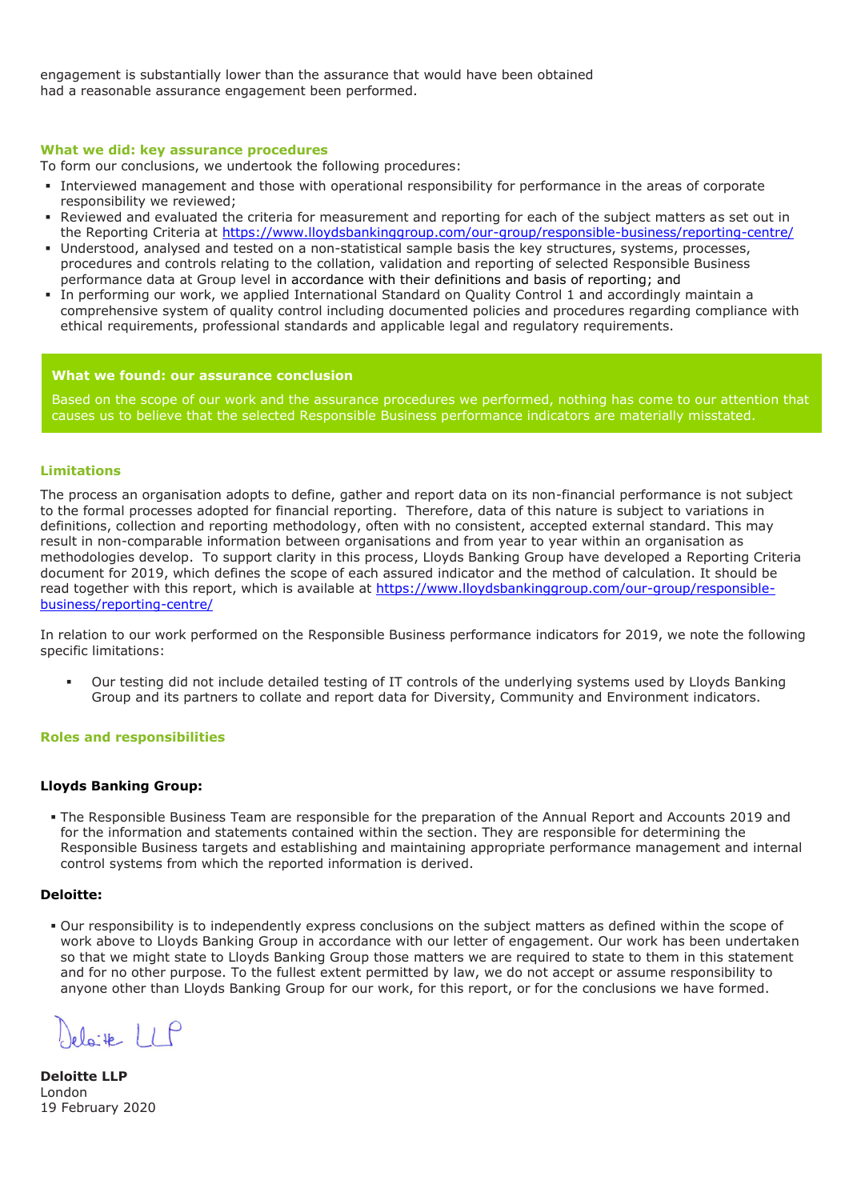engagement is substantially lower than the assurance that would have been obtained had a reasonable assurance engagement been performed.

### What we did: key assurance procedures

To form our conclusions, we undertook the following procedures:

- Interviewed management and those with operational responsibility for performance in the areas of corporate responsibility we reviewed;
- Reviewed and evaluated the criteria for measurement and reporting for each of the subject matters as set out in the Reporting Criteria at https://www.lloydsbankinggroup.com/our-group/responsible-business/reporting-centre/
- Understood, analysed and tested on a non-statistical sample basis the key structures, systems, processes, procedures and controls relating to the collation, validation and reporting of selected Responsible Business performance data at Group level in accordance with their definitions and basis of reporting; and
- In performing our work, we applied International Standard on Quality Control 1 and accordingly maintain a comprehensive system of quality control including documented policies and procedures regarding compliance with ethical requirements, professional standards and applicable legal and regulatory requirements.

### What we found: our assurance conclusion

Based on the scope of our work and the assurance procedures we performed, nothing has come to our attention that causes us to believe that the selected Responsible Business performance indicators are materially misstated.

### Limitations

The process an organisation adopts to define, gather and report data on its non-financial performance is not subject to the formal processes adopted for financial reporting. Therefore, data of this nature is subject to variations in definitions, collection and reporting methodology, often with no consistent, accepted external standard. This may result in non-comparable information between organisations and from year to year within an organisation as methodologies develop. To support clarity in this process, Lloyds Banking Group have developed a Reporting Criteria document for 2019, which defines the scope of each assured indicator and the method of calculation. It should be read together with this report, which is available at https://www.lloydsbankinggroup.com/our-group/responsible-business/reporting-centre/

In relation to our work performed on the Responsible Business performance indicators for 2019, we note the following specific limitations:

- Our testing did not include detailed testing of IT controls of the underlying systems used by Lloyds Banking Group and its partners to collate and report data for Diversity, Community and Environment indicators.

### Roles and responsibilities

**Lloyds Banking Group:**

- The Responsible Business Team are responsible for the preparation of the Annual Report and Accounts 2019 and for the information and statements contained within the section. They are responsible for determining the Responsible Business targets and establishing and maintaining appropriate performance management and internal control systems from which the reported information is derived.

**Deloitte:**

- Our responsibility is to independently express conclusions on the subject matters as defined within the scope of work above to Lloyds Banking Group in accordance with our letter of engagement. Our work has been undertaken so that we might state to Lloyds Banking Group those matters we are required to state to them in this statement and for no other purpose. To the fullest extent permitted by law, we do not accept or assume responsibility to anyone other than Lloyds Banking Group for our work, for this report, or for the conclusions we have formed.

Deloitte LLP

**Deloitte LLP**
London
19 February 2020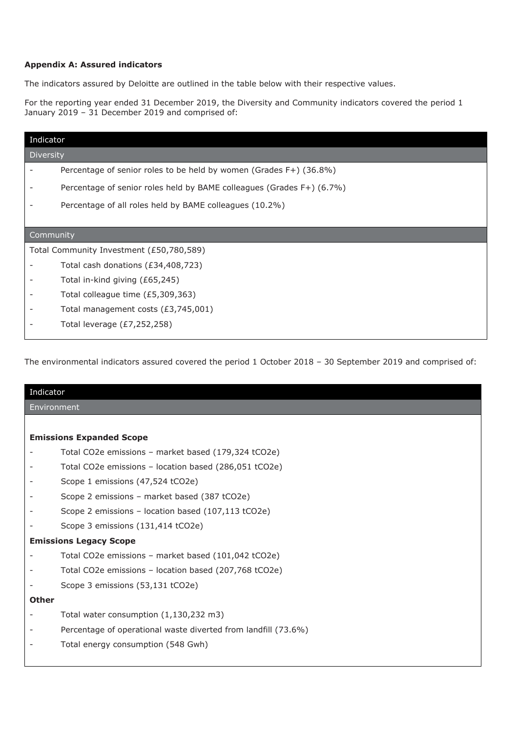**Appendix A: Assured indicators**

The indicators assured by Deloitte are outlined in the table below with their respective values.

For the reporting year ended 31 December 2019, the Diversity and Community indicators covered the period 1 January 2019 – 31 December 2019 and comprised of:

| Indicator |
|---|
| Diversity |
| - Percentage of senior roles to be held by women (Grades F+) (36.8%) |
| - Percentage of senior roles held by BAME colleagues (Grades F+) (6.7%) |
| - Percentage of all roles held by BAME colleagues (10.2%) |
| Community |
| Total Community Investment (£50,780,589) |
| - Total cash donations (£34,408,723) |
| - Total in-kind giving (£65,245) |
| - Total colleague time (£5,309,363) |
| - Total management costs (£3,745,001) |
| - Total leverage (£7,252,258) |

The environmental indicators assured covered the period 1 October 2018 – 30 September 2019 and comprised of:

| Indicator |
|---|
| Environment |
| **Emissions Expanded Scope** |
| - Total $CO_2e$ emissions – market based (179,324 $tCO_2e$) |
| - Total $CO_2e$ emissions – location based (286,051 $tCO_2e$) |
| - Scope 1 emissions (47,524 $tCO_2e$) |
| - Scope 2 emissions – market based (387 $tCO_2e$) |
| - Scope 2 emissions – location based (107,113 $tCO_2e$) |
| - Scope 3 emissions (131,414 $tCO_2e$) |
| **Emissions Legacy Scope** |
| - Total $CO_2e$ emissions – market based (101,042 $tCO_2e$) |
| - Total $CO_2e$ emissions – location based (207,768 $tCO_2e$) |
| - Scope 3 emissions (53,131 $tCO_2e$) |
| **Other** |
| - Total water consumption (1,130,232 $m^3$) |
| - Percentage of operational waste diverted from landfill (73.6%) |
| - Total energy consumption (548 Gwh) |